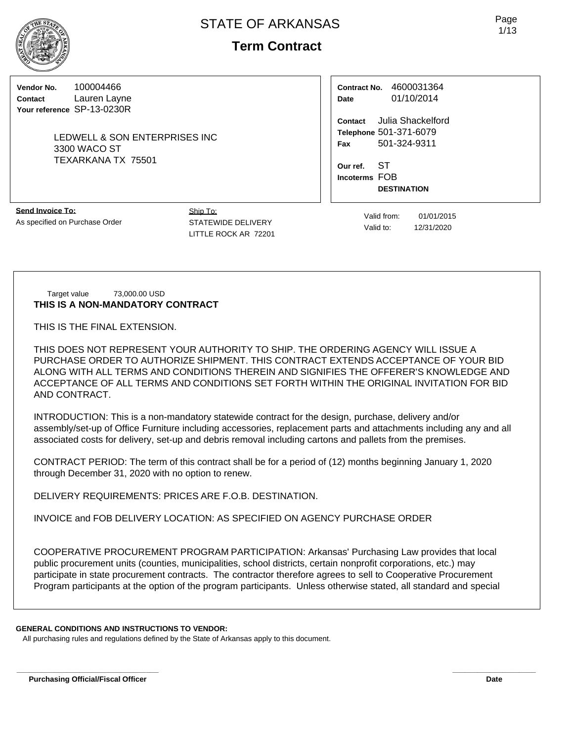# STATE OF ARKANSAS

## Term Contract

**Vendor No.** 100004466
**Contact** Lauren Layne
**Your reference** SP-13-0230R

LEDWELL & SON ENTERPRISES INC
3300 WACO ST
TEXARKANA TX 75501

**Contract No.** 4600031364
**Date** 01/10/2014

**Contact** Julia Shackelford
**Telephone** 501-371-6079
**Fax** 501-324-9311

**Our ref.** ST
**Incoterms** FOB **DESTINATION**

**Send Invoice To:**
As specified on Purchase Order

Ship To:
STATEWIDE DELIVERY
LITTLE ROCK AR 72201

Valid from: 01/01/2015
Valid to: 12/31/2020

Target value 73,000.00 USD

**THIS IS A NON-MANDATORY CONTRACT**

THIS IS THE FINAL EXTENSION.

THIS DOES NOT REPRESENT YOUR AUTHORITY TO SHIP. THE ORDERING AGENCY WILL ISSUE A PURCHASE ORDER TO AUTHORIZE SHIPMENT. THIS CONTRACT EXTENDS ACCEPTANCE OF YOUR BID ALONG WITH ALL TERMS AND CONDITIONS THEREIN AND SIGNIFIES THE OFFERER'S KNOWLEDGE AND ACCEPTANCE OF ALL TERMS AND CONDITIONS SET FORTH WITHIN THE ORIGINAL INVITATION FOR BID AND CONTRACT.

INTRODUCTION: This is a non-mandatory statewide contract for the design, purchase, delivery and/or assembly/set-up of Office Furniture including accessories, replacement parts and attachments including any and all associated costs for delivery, set-up and debris removal including cartons and pallets from the premises.

CONTRACT PERIOD: The term of this contract shall be for a period of (12) months beginning January 1, 2020 through December 31, 2020 with no option to renew.

DELIVERY REQUIREMENTS: PRICES ARE F.O.B. DESTINATION.

INVOICE and FOB DELIVERY LOCATION: AS SPECIFIED ON AGENCY PURCHASE ORDER

COOPERATIVE PROCUREMENT PROGRAM PARTICIPATION: Arkansas' Purchasing Law provides that local public procurement units (counties, municipalities, school districts, certain nonprofit corporations, etc.) may participate in state procurement contracts. The contractor therefore agrees to sell to Cooperative Procurement Program participants at the option of the program participants. Unless otherwise stated, all standard and special

**GENERAL CONDITIONS AND INSTRUCTIONS TO VENDOR:**
All purchasing rules and regulations defined by the State of Arkansas apply to this document.

**Purchasing Official/Fiscal Officer** **Date**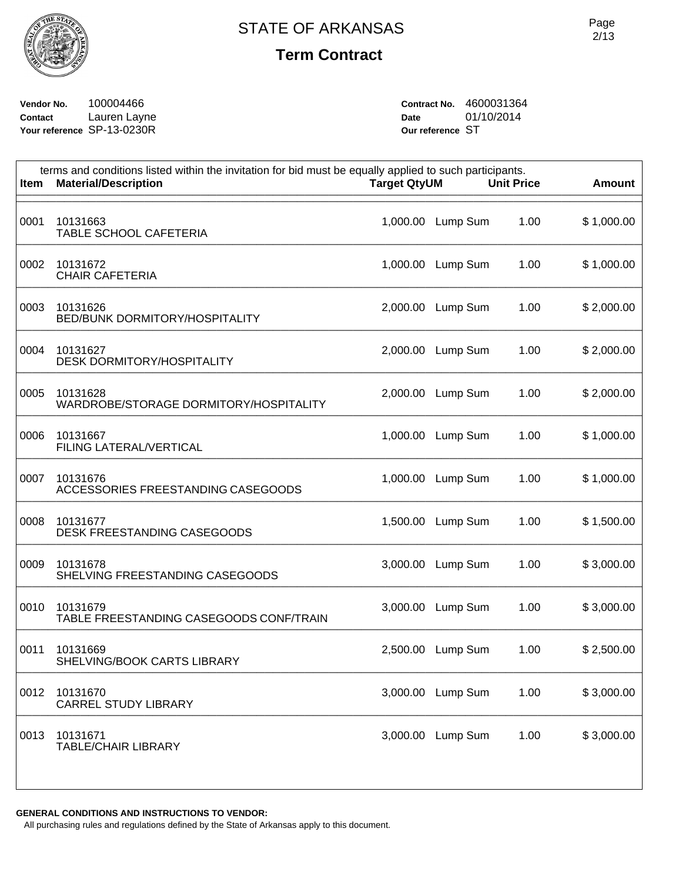# STATE OF ARKANSAS

## Term Contract

**Vendor No.** 100004466
**Contact** Lauren Layne
**Your reference** SP-13-0230R

**Contract No.** 4600031364
**Date** 01/10/2014
**Our reference** ST

terms and conditions listed within the invitation for bid must be equally applied to such participants.

| Item | Material/Description | Target Qty | UM | Unit Price | Amount |
|---|---|---|---|---|---|
| 0001 | 10131663<br>TABLE SCHOOL CAFETERIA | 1,000.00 | Lump Sum | 1.00 | $ 1,000.00 |
| 0002 | 10131672<br>CHAIR CAFETERIA | 1,000.00 | Lump Sum | 1.00 | $ 1,000.00 |
| 0003 | 10131626<br>BED/BUNK DORMITORY/HOSPITALITY | 2,000.00 | Lump Sum | 1.00 | $ 2,000.00 |
| 0004 | 10131627<br>DESK DORMITORY/HOSPITALITY | 2,000.00 | Lump Sum | 1.00 | $ 2,000.00 |
| 0005 | 10131628<br>WARDROBE/STORAGE DORMITORY/HOSPITALITY | 2,000.00 | Lump Sum | 1.00 | $ 2,000.00 |
| 0006 | 10131667<br>FILING LATERAL/VERTICAL | 1,000.00 | Lump Sum | 1.00 | $ 1,000.00 |
| 0007 | 10131676<br>ACCESSORIES FREESTANDING CASEGOODS | 1,000.00 | Lump Sum | 1.00 | $ 1,000.00 |
| 0008 | 10131677<br>DESK FREESTANDING CASEGOODS | 1,500.00 | Lump Sum | 1.00 | $ 1,500.00 |
| 0009 | 10131678<br>SHELVING FREESTANDING CASEGOODS | 3,000.00 | Lump Sum | 1.00 | $ 3,000.00 |
| 0010 | 10131679<br>TABLE FREESTANDING CASEGOODS CONF/TRAIN | 3,000.00 | Lump Sum | 1.00 | $ 3,000.00 |
| 0011 | 10131669<br>SHELVING/BOOK CARTS LIBRARY | 2,500.00 | Lump Sum | 1.00 | $ 2,500.00 |
| 0012 | 10131670<br>CARREL STUDY LIBRARY | 3,000.00 | Lump Sum | 1.00 | $ 3,000.00 |
| 0013 | 10131671<br>TABLE/CHAIR LIBRARY | 3,000.00 | Lump Sum | 1.00 | $ 3,000.00 |

**GENERAL CONDITIONS AND INSTRUCTIONS TO VENDOR:**

All purchasing rules and regulations defined by the State of Arkansas apply to this document.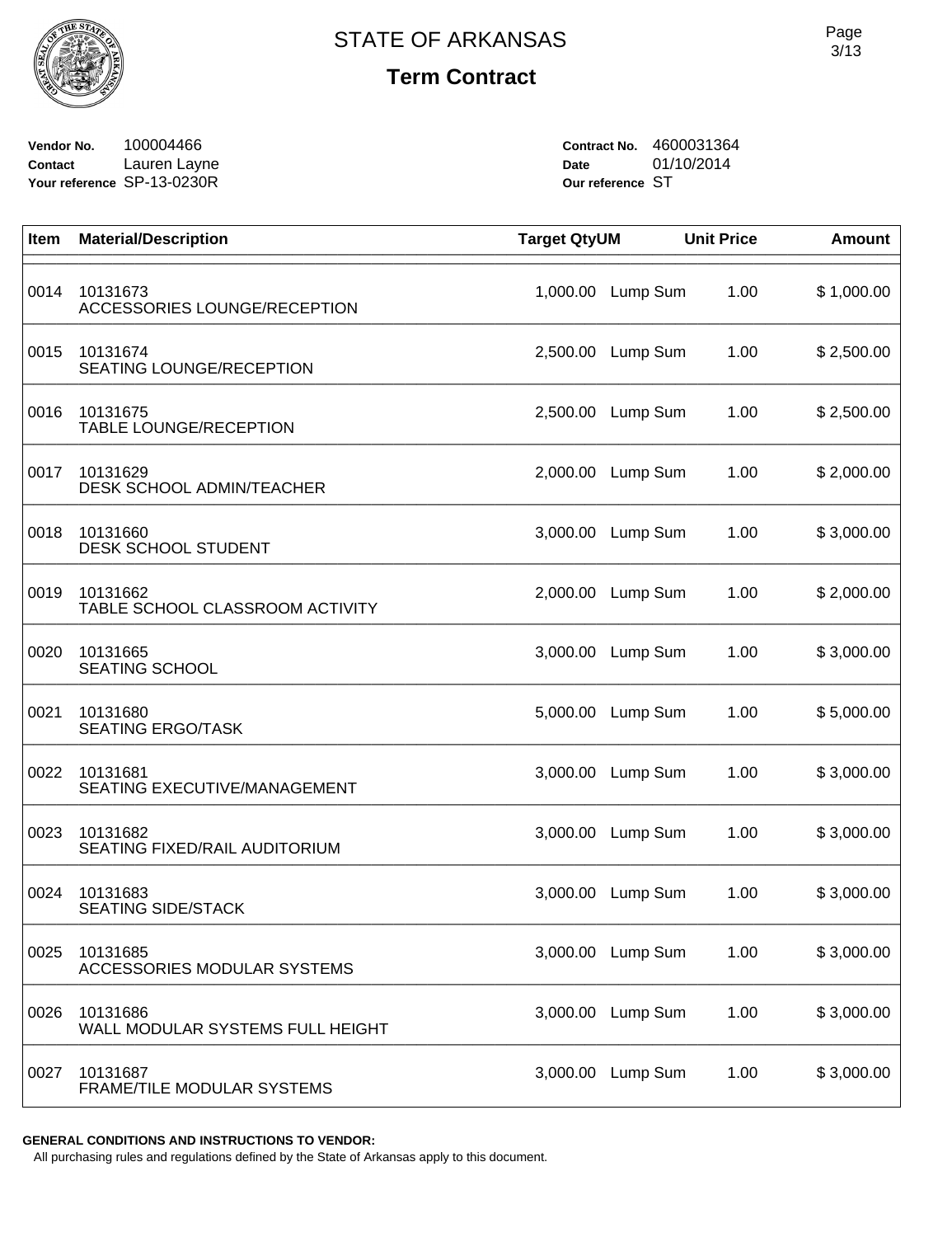# STATE OF ARKANSAS

## Term Contract

**Vendor No.** 100004466
**Contact** Lauren Layne
**Your reference** SP-13-0230R

**Contract No.** 4600031364
**Date** 01/10/2014
**Our reference** ST

| Item | Material/Description | Target Qty | UM | Unit Price | Amount |
|---|---|---|---|---|---|
| 0014 | 10131673<br>ACCESSORIES LOUNGE/RECEPTION | 1,000.00 | Lump Sum | 1.00 | $ 1,000.00 |
| 0015 | 10131674<br>SEATING LOUNGE/RECEPTION | 2,500.00 | Lump Sum | 1.00 | $ 2,500.00 |
| 0016 | 10131675<br>TABLE LOUNGE/RECEPTION | 2,500.00 | Lump Sum | 1.00 | $ 2,500.00 |
| 0017 | 10131629<br>DESK SCHOOL ADMIN/TEACHER | 2,000.00 | Lump Sum | 1.00 | $ 2,000.00 |
| 0018 | 10131660<br>DESK SCHOOL STUDENT | 3,000.00 | Lump Sum | 1.00 | $ 3,000.00 |
| 0019 | 10131662<br>TABLE SCHOOL CLASSROOM ACTIVITY | 2,000.00 | Lump Sum | 1.00 | $ 2,000.00 |
| 0020 | 10131665<br>SEATING SCHOOL | 3,000.00 | Lump Sum | 1.00 | $ 3,000.00 |
| 0021 | 10131680<br>SEATING ERGO/TASK | 5,000.00 | Lump Sum | 1.00 | $ 5,000.00 |
| 0022 | 10131681<br>SEATING EXECUTIVE/MANAGEMENT | 3,000.00 | Lump Sum | 1.00 | $ 3,000.00 |
| 0023 | 10131682<br>SEATING FIXED/RAIL AUDITORIUM | 3,000.00 | Lump Sum | 1.00 | $ 3,000.00 |
| 0024 | 10131683<br>SEATING SIDE/STACK | 3,000.00 | Lump Sum | 1.00 | $ 3,000.00 |
| 0025 | 10131685<br>ACCESSORIES MODULAR SYSTEMS | 3,000.00 | Lump Sum | 1.00 | $ 3,000.00 |
| 0026 | 10131686<br>WALL MODULAR SYSTEMS FULL HEIGHT | 3,000.00 | Lump Sum | 1.00 | $ 3,000.00 |
| 0027 | 10131687<br>FRAME/TILE MODULAR SYSTEMS | 3,000.00 | Lump Sum | 1.00 | $ 3,000.00 |

**GENERAL CONDITIONS AND INSTRUCTIONS TO VENDOR:**
All purchasing rules and regulations defined by the State of Arkansas apply to this document.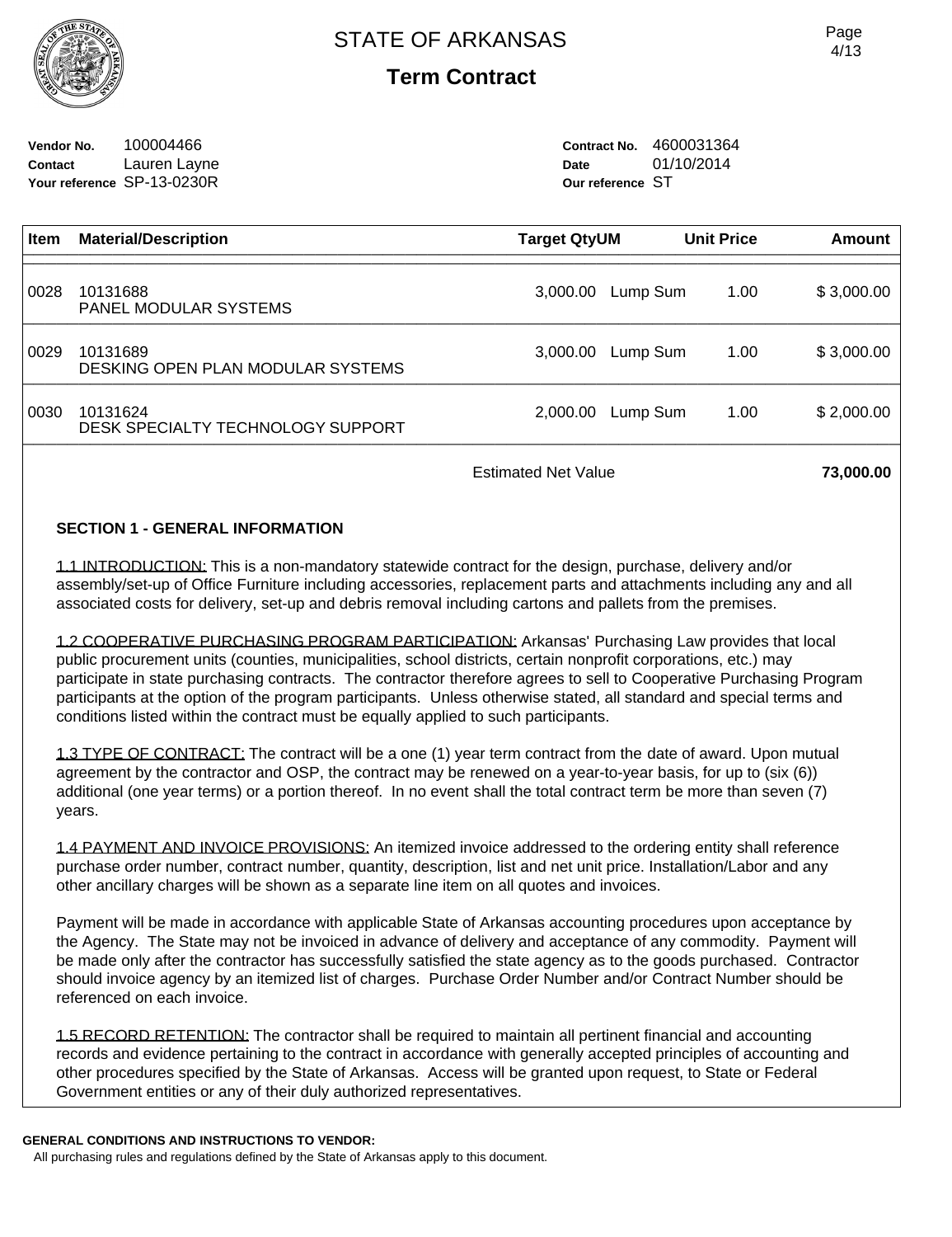# STATE OF ARKANSAS

## Term Contract

**Vendor No.** 100004466
**Contact** Lauren Layne
**Your reference** SP-13-0230R

**Contract No.** 4600031364
**Date** 01/10/2014
**Our reference** ST

| Item | Material/Description | Target Qty | UM | Unit Price | Amount |
|---|---|---|---|---|---|
| 0028 | 10131688 PANEL MODULAR SYSTEMS | 3,000.00 | Lump Sum | 1.00 | $ 3,000.00 |
| 0029 | 10131689 DESKING OPEN PLAN MODULAR SYSTEMS | 3,000.00 | Lump Sum | 1.00 | $ 3,000.00 |
| 0030 | 10131624 DESK SPECIALTY TECHNOLOGY SUPPORT | 2,000.00 | Lump Sum | 1.00 | $ 2,000.00 |
| | | | Estimated Net Value | | **73,000.00** |

### SECTION 1 - GENERAL INFORMATION

1.1 INTRODUCTION: This is a non-mandatory statewide contract for the design, purchase, delivery and/or assembly/set-up of Office Furniture including accessories, replacement parts and attachments including any and all associated costs for delivery, set-up and debris removal including cartons and pallets from the premises.

1.2 COOPERATIVE PURCHASING PROGRAM PARTICIPATION: Arkansas' Purchasing Law provides that local public procurement units (counties, municipalities, school districts, certain nonprofit corporations, etc.) may participate in state purchasing contracts. The contractor therefore agrees to sell to Cooperative Purchasing Program participants at the option of the program participants. Unless otherwise stated, all standard and special terms and conditions listed within the contract must be equally applied to such participants.

1.3 TYPE OF CONTRACT: The contract will be a one (1) year term contract from the date of award. Upon mutual agreement by the contractor and OSP, the contract may be renewed on a year-to-year basis, for up to (six (6)) additional (one year terms) or a portion thereof. In no event shall the total contract term be more than seven (7) years.

1.4 PAYMENT AND INVOICE PROVISIONS: An itemized invoice addressed to the ordering entity shall reference purchase order number, contract number, quantity, description, list and net unit price. Installation/Labor and any other ancillary charges will be shown as a separate line item on all quotes and invoices.

Payment will be made in accordance with applicable State of Arkansas accounting procedures upon acceptance by the Agency. The State may not be invoiced in advance of delivery and acceptance of any commodity. Payment will be made only after the contractor has successfully satisfied the state agency as to the goods purchased. Contractor should invoice agency by an itemized list of charges. Purchase Order Number and/or Contract Number should be referenced on each invoice.

1.5 RECORD RETENTION: The contractor shall be required to maintain all pertinent financial and accounting records and evidence pertaining to the contract in accordance with generally accepted principles of accounting and other procedures specified by the State of Arkansas. Access will be granted upon request, to State or Federal Government entities or any of their duly authorized representatives.

**GENERAL CONDITIONS AND INSTRUCTIONS TO VENDOR:**
All purchasing rules and regulations defined by the State of Arkansas apply to this document.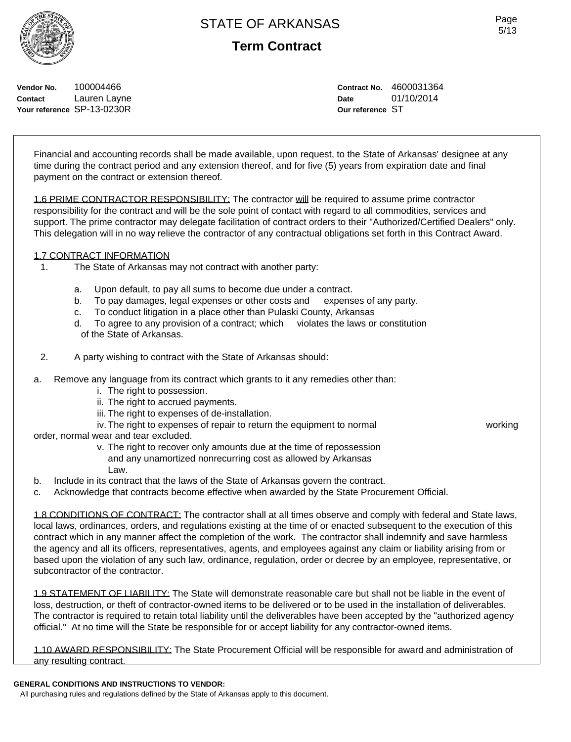**Vendor No.** 100004466
**Contact** Lauren Layne
**Your reference** SP-13-0230R

**Contract No.** 4600031364
**Date** 01/10/2014
**Our reference** ST

Financial and accounting records shall be made available, upon request, to the State of Arkansas' designee at any time during the contract period and any extension thereof, and for five (5) years from expiration date and final payment on the contract or extension thereof.

1.6 PRIME CONTRACTOR RESPONSIBILITY: The contractor will be required to assume prime contractor responsibility for the contract and will be the sole point of contact with regard to all commodities, services and support. The prime contractor may delegate facilitation of contract orders to their "Authorized/Certified Dealers" only. This delegation will in no way relieve the contractor of any contractual obligations set forth in this Contract Award.

1.7 CONTRACT INFORMATION

1. The State of Arkansas may not contract with another party:

   a. Upon default, to pay all sums to become due under a contract.
   b. To pay damages, legal expenses or other costs and expenses of any party.
   c. To conduct litigation in a place other than Pulaski County, Arkansas
   d. To agree to any provision of a contract; which violates the laws or constitution of the State of Arkansas.

2. A party wishing to contract with the State of Arkansas should:

a. Remove any language from its contract which grants to it any remedies other than:
   i. The right to possession.
   ii. The right to accrued payments.
   iii. The right to expenses of de-installation.
   iv. The right to expenses of repair to return the equipment to normal working order, normal wear and tear excluded.
   v. The right to recover only amounts due at the time of repossession and any unamortized nonrecurring cost as allowed by Arkansas Law.
b. Include in its contract that the laws of the State of Arkansas govern the contract.
c. Acknowledge that contracts become effective when awarded by the State Procurement Official.

1.8 CONDITIONS OF CONTRACT: The contractor shall at all times observe and comply with federal and State laws, local laws, ordinances, orders, and regulations existing at the time of or enacted subsequent to the execution of this contract which in any manner affect the completion of the work. The contractor shall indemnify and save harmless the agency and all its officers, representatives, agents, and employees against any claim or liability arising from or based upon the violation of any such law, ordinance, regulation, order or decree by an employee, representative, or subcontractor of the contractor.

1.9 STATEMENT OF LIABILITY: The State will demonstrate reasonable care but shall not be liable in the event of loss, destruction, or theft of contractor-owned items to be delivered or to be used in the installation of deliverables. The contractor is required to retain total liability until the deliverables have been accepted by the "authorized agency official." At no time will the State be responsible for or accept liability for any contractor-owned items.

1.10 AWARD RESPONSIBILITY: The State Procurement Official will be responsible for award and administration of any resulting contract.

**GENERAL CONDITIONS AND INSTRUCTIONS TO VENDOR:**
All purchasing rules and regulations defined by the State of Arkansas apply to this document.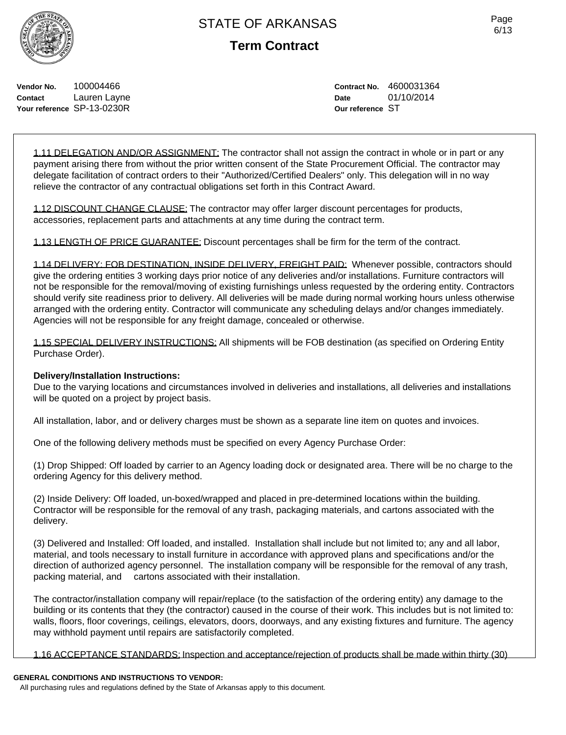Vendor No. 100004466
Contact Lauren Layne
Your reference SP-13-0230R

Contract No. 4600031364
Date 01/10/2014
Our reference ST

1.11 DELEGATION AND/OR ASSIGNMENT: The contractor shall not assign the contract in whole or in part or any payment arising there from without the prior written consent of the State Procurement Official. The contractor may delegate facilitation of contract orders to their "Authorized/Certified Dealers" only. This delegation will in no way relieve the contractor of any contractual obligations set forth in this Contract Award.

1.12 DISCOUNT CHANGE CLAUSE: The contractor may offer larger discount percentages for products, accessories, replacement parts and attachments at any time during the contract term.

1.13 LENGTH OF PRICE GUARANTEE: Discount percentages shall be firm for the term of the contract.

1.14 DELIVERY: FOB DESTINATION, INSIDE DELIVERY, FREIGHT PAID: Whenever possible, contractors should give the ordering entities 3 working days prior notice of any deliveries and/or installations. Furniture contractors will not be responsible for the removal/moving of existing furnishings unless requested by the ordering entity. Contractors should verify site readiness prior to delivery. All deliveries will be made during normal working hours unless otherwise arranged with the ordering entity. Contractor will communicate any scheduling delays and/or changes immediately. Agencies will not be responsible for any freight damage, concealed or otherwise.

1.15 SPECIAL DELIVERY INSTRUCTIONS: All shipments will be FOB destination (as specified on Ordering Entity Purchase Order).

**Delivery/Installation Instructions:**
Due to the varying locations and circumstances involved in deliveries and installations, all deliveries and installations will be quoted on a project by project basis.

All installation, labor, and or delivery charges must be shown as a separate line item on quotes and invoices.

One of the following delivery methods must be specified on every Agency Purchase Order:

(1) Drop Shipped: Off loaded by carrier to an Agency loading dock or designated area. There will be no charge to the ordering Agency for this delivery method.

(2) Inside Delivery: Off loaded, un-boxed/wrapped and placed in pre-determined locations within the building. Contractor will be responsible for the removal of any trash, packaging materials, and cartons associated with the delivery.

(3) Delivered and Installed: Off loaded, and installed. Installation shall include but not limited to; any and all labor, material, and tools necessary to install furniture in accordance with approved plans and specifications and/or the direction of authorized agency personnel. The installation company will be responsible for the removal of any trash, packing material, and cartons associated with their installation.

The contractor/installation company will repair/replace (to the satisfaction of the ordering entity) any damage to the building or its contents that they (the contractor) caused in the course of their work. This includes but is not limited to: walls, floors, floor coverings, ceilings, elevators, doors, doorways, and any existing fixtures and furniture. The agency may withhold payment until repairs are satisfactorily completed.

1.16 ACCEPTANCE STANDARDS: Inspection and acceptance/rejection of products shall be made within thirty (30)

**GENERAL CONDITIONS AND INSTRUCTIONS TO VENDOR:**
All purchasing rules and regulations defined by the State of Arkansas apply to this document.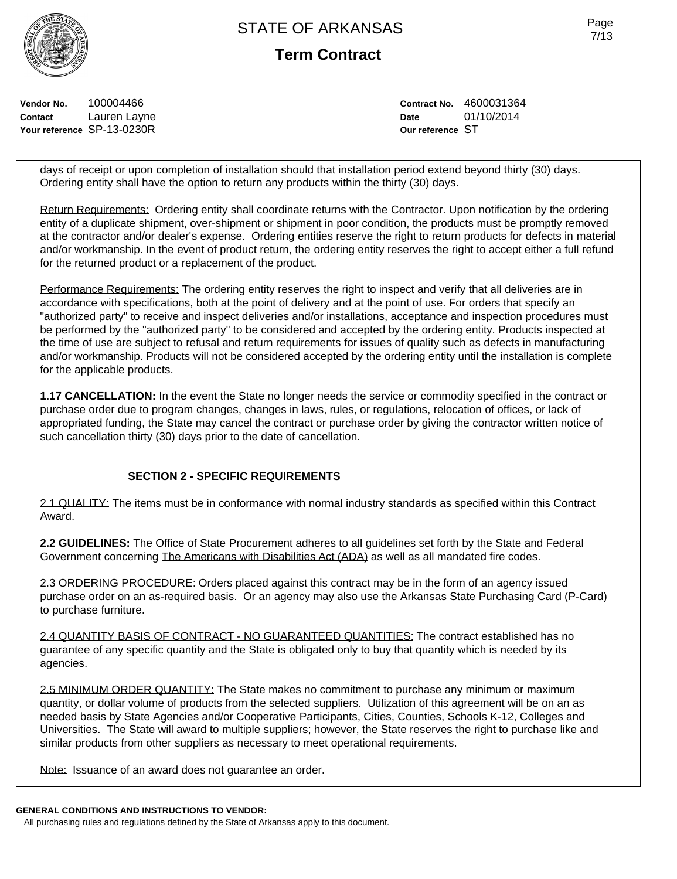days of receipt or upon completion of installation should that installation period extend beyond thirty (30) days. Ordering entity shall have the option to return any products within the thirty (30) days.

Return Requirements: Ordering entity shall coordinate returns with the Contractor. Upon notification by the ordering entity of a duplicate shipment, over-shipment or shipment in poor condition, the products must be promptly removed at the contractor and/or dealer's expense. Ordering entities reserve the right to return products for defects in material and/or workmanship. In the event of product return, the ordering entity reserves the right to accept either a full refund for the returned product or a replacement of the product.

Performance Requirements: The ordering entity reserves the right to inspect and verify that all deliveries are in accordance with specifications, both at the point of delivery and at the point of use. For orders that specify an "authorized party" to receive and inspect deliveries and/or installations, acceptance and inspection procedures must be performed by the "authorized party" to be considered and accepted by the ordering entity. Products inspected at the time of use are subject to refusal and return requirements for issues of quality such as defects in manufacturing and/or workmanship. Products will not be considered accepted by the ordering entity until the installation is complete for the applicable products.

**1.17 CANCELLATION:** In the event the State no longer needs the service or commodity specified in the contract or purchase order due to program changes, changes in laws, rules, or regulations, relocation of offices, or lack of appropriated funding, the State may cancel the contract or purchase order by giving the contractor written notice of such cancellation thirty (30) days prior to the date of cancellation.

## SECTION 2 - SPECIFIC REQUIREMENTS

2.1 QUALITY: The items must be in conformance with normal industry standards as specified within this Contract Award.

**2.2 GUIDELINES:** The Office of State Procurement adheres to all guidelines set forth by the State and Federal Government concerning The Americans with Disabilities Act (ADA) as well as all mandated fire codes.

2.3 ORDERING PROCEDURE: Orders placed against this contract may be in the form of an agency issued purchase order on an as-required basis. Or an agency may also use the Arkansas State Purchasing Card (P-Card) to purchase furniture.

2.4 QUANTITY BASIS OF CONTRACT - NO GUARANTEED QUANTITIES: The contract established has no guarantee of any specific quantity and the State is obligated only to buy that quantity which is needed by its agencies.

2.5 MINIMUM ORDER QUANTITY: The State makes no commitment to purchase any minimum or maximum quantity, or dollar volume of products from the selected suppliers. Utilization of this agreement will be on an as needed basis by State Agencies and/or Cooperative Participants, Cities, Counties, Schools K-12, Colleges and Universities. The State will award to multiple suppliers; however, the State reserves the right to purchase like and similar products from other suppliers as necessary to meet operational requirements.

Note: Issuance of an award does not guarantee an order.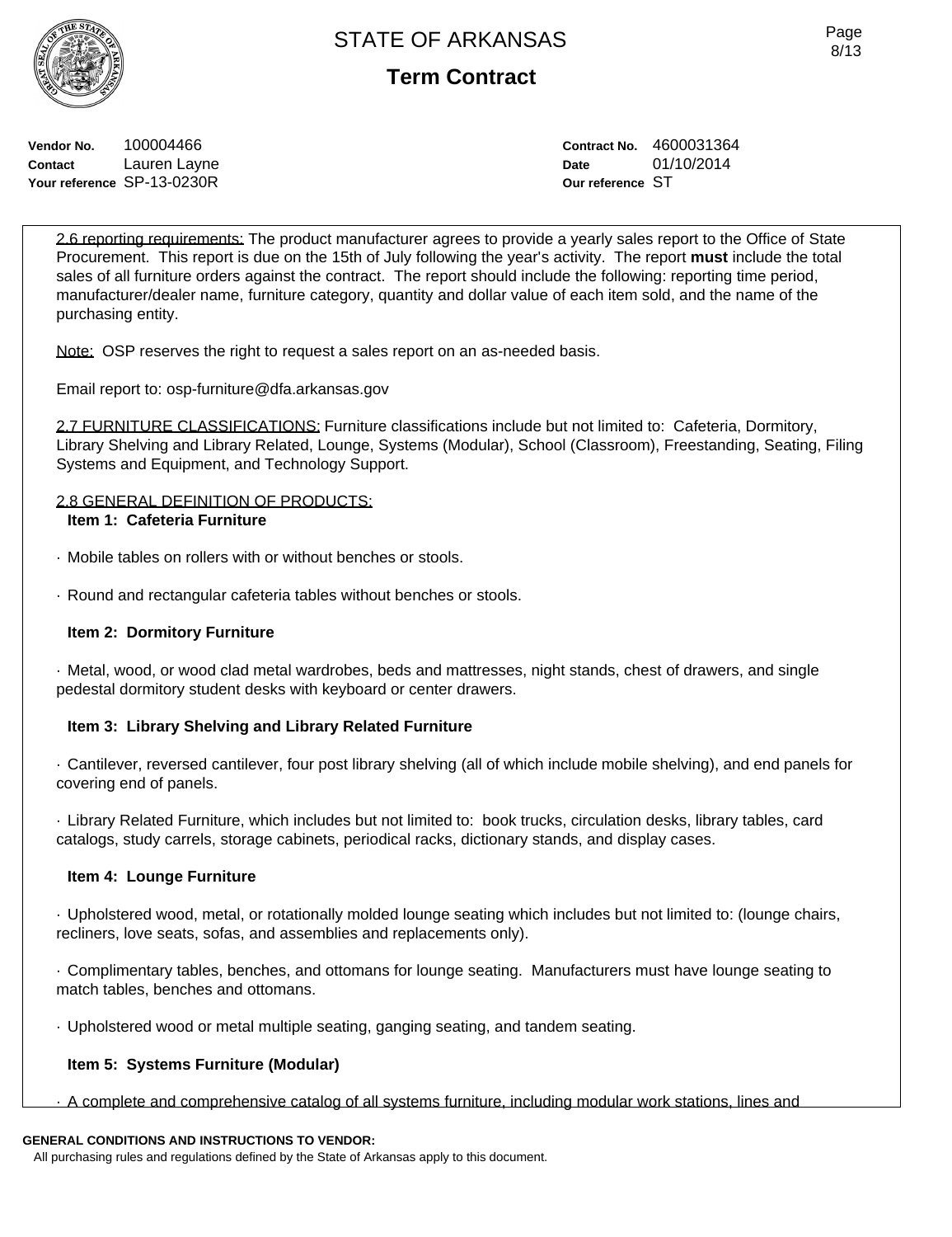STATE OF ARKANSAS

**Term Contract**

| | | | |
|---|---|---|---|
| **Vendor No.** | 100004466 | **Contract No.** | 4600031364 |
| **Contact** | Lauren Layne | **Date** | 01/10/2014 |
| **Your reference** | SP-13-0230R | **Our reference** | ST |

2.6 reporting requirements: The product manufacturer agrees to provide a yearly sales report to the Office of State Procurement. This report is due on the 15th of July following the year's activity. The report **must** include the total sales of all furniture orders against the contract. The report should include the following: reporting time period, manufacturer/dealer name, furniture category, quantity and dollar value of each item sold, and the name of the purchasing entity.

Note: OSP reserves the right to request a sales report on an as-needed basis.

Email report to: osp-furniture@dfa.arkansas.gov

2.7 FURNITURE CLASSIFICATIONS: Furniture classifications include but not limited to: Cafeteria, Dormitory, Library Shelving and Library Related, Lounge, Systems (Modular), School (Classroom), Freestanding, Seating, Filing Systems and Equipment, and Technology Support.

2.8 GENERAL DEFINITION OF PRODUCTS:

**Item 1: Cafeteria Furniture**

· Mobile tables on rollers with or without benches or stools.

· Round and rectangular cafeteria tables without benches or stools.

**Item 2: Dormitory Furniture**

· Metal, wood, or wood clad metal wardrobes, beds and mattresses, night stands, chest of drawers, and single pedestal dormitory student desks with keyboard or center drawers.

**Item 3: Library Shelving and Library Related Furniture**

· Cantilever, reversed cantilever, four post library shelving (all of which include mobile shelving), and end panels for covering end of panels.

· Library Related Furniture, which includes but not limited to: book trucks, circulation desks, library tables, card catalogs, study carrels, storage cabinets, periodical racks, dictionary stands, and display cases.

**Item 4: Lounge Furniture**

· Upholstered wood, metal, or rotationally molded lounge seating which includes but not limited to: (lounge chairs, recliners, love seats, sofas, and assemblies and replacements only).

· Complimentary tables, benches, and ottomans for lounge seating. Manufacturers must have lounge seating to match tables, benches and ottomans.

· Upholstered wood or metal multiple seating, ganging seating, and tandem seating.

**Item 5: Systems Furniture (Modular)**

· A complete and comprehensive catalog of all systems furniture, including modular work stations, lines and

**GENERAL CONDITIONS AND INSTRUCTIONS TO VENDOR:**

All purchasing rules and regulations defined by the State of Arkansas apply to this document.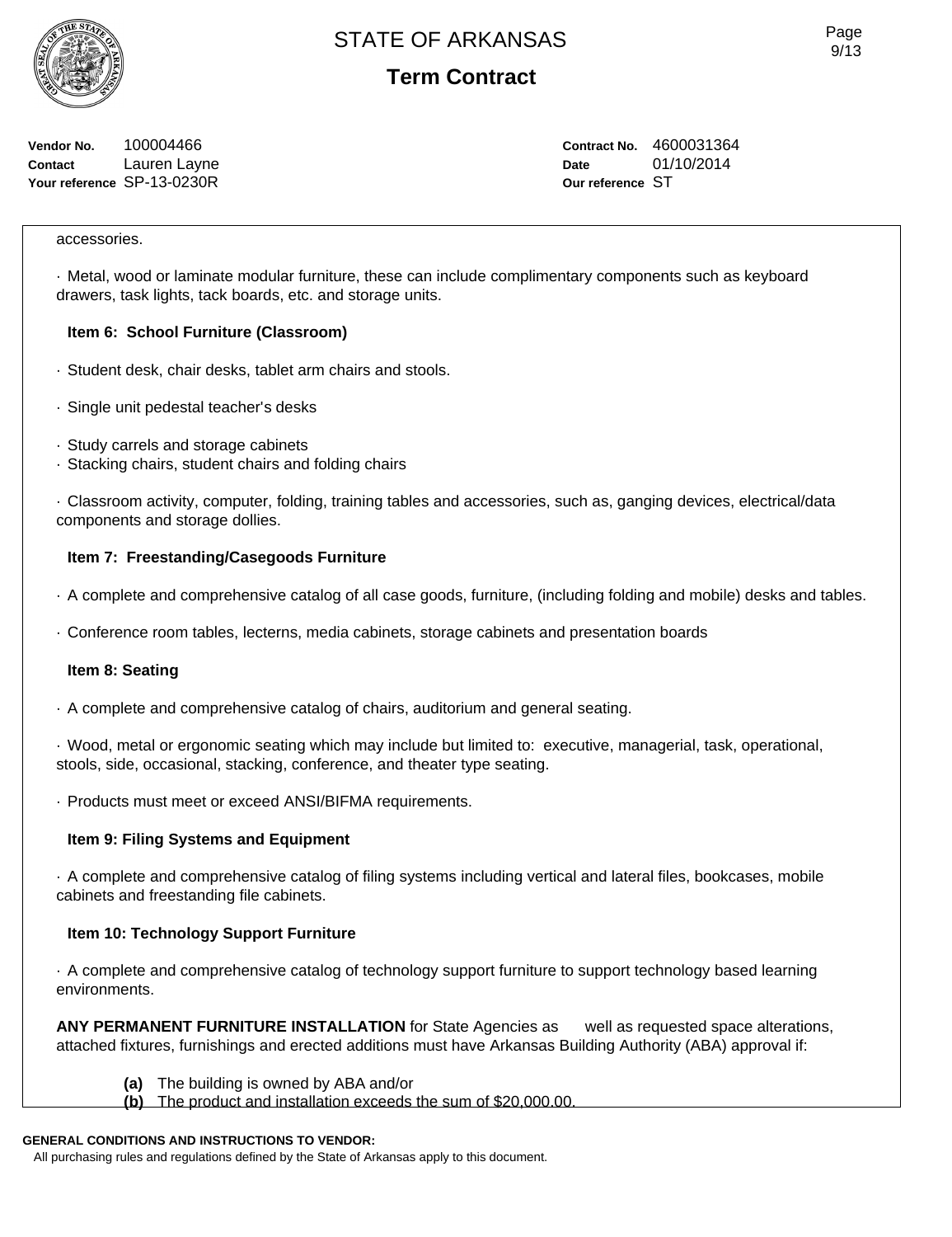Vendor No. 100004466
Contact Lauren Layne
Your reference SP-13-0230R

Contract No. 4600031364
Date 01/10/2014
Our reference ST

accessories.

· Metal, wood or laminate modular furniture, these can include complimentary components such as keyboard drawers, task lights, tack boards, etc. and storage units.

**Item 6: School Furniture (Classroom)**

· Student desk, chair desks, tablet arm chairs and stools.

· Single unit pedestal teacher's desks

· Study carrels and storage cabinets
· Stacking chairs, student chairs and folding chairs

· Classroom activity, computer, folding, training tables and accessories, such as, ganging devices, electrical/data components and storage dollies.

**Item 7: Freestanding/Casegoods Furniture**

· A complete and comprehensive catalog of all case goods, furniture, (including folding and mobile) desks and tables.

· Conference room tables, lecterns, media cabinets, storage cabinets and presentation boards

**Item 8: Seating**

· A complete and comprehensive catalog of chairs, auditorium and general seating.

· Wood, metal or ergonomic seating which may include but limited to: executive, managerial, task, operational, stools, side, occasional, stacking, conference, and theater type seating.

· Products must meet or exceed ANSI/BIFMA requirements.

**Item 9: Filing Systems and Equipment**

· A complete and comprehensive catalog of filing systems including vertical and lateral files, bookcases, mobile cabinets and freestanding file cabinets.

**Item 10: Technology Support Furniture**

· A complete and comprehensive catalog of technology support furniture to support technology based learning environments.

**ANY PERMANENT FURNITURE INSTALLATION** for State Agencies as well as requested space alterations, attached fixtures, furnishings and erected additions must have Arkansas Building Authority (ABA) approval if:

**(a)** The building is owned by ABA and/or
**(b)** The product and installation exceeds the sum of $20,000.00.

**GENERAL CONDITIONS AND INSTRUCTIONS TO VENDOR:**
All purchasing rules and regulations defined by the State of Arkansas apply to this document.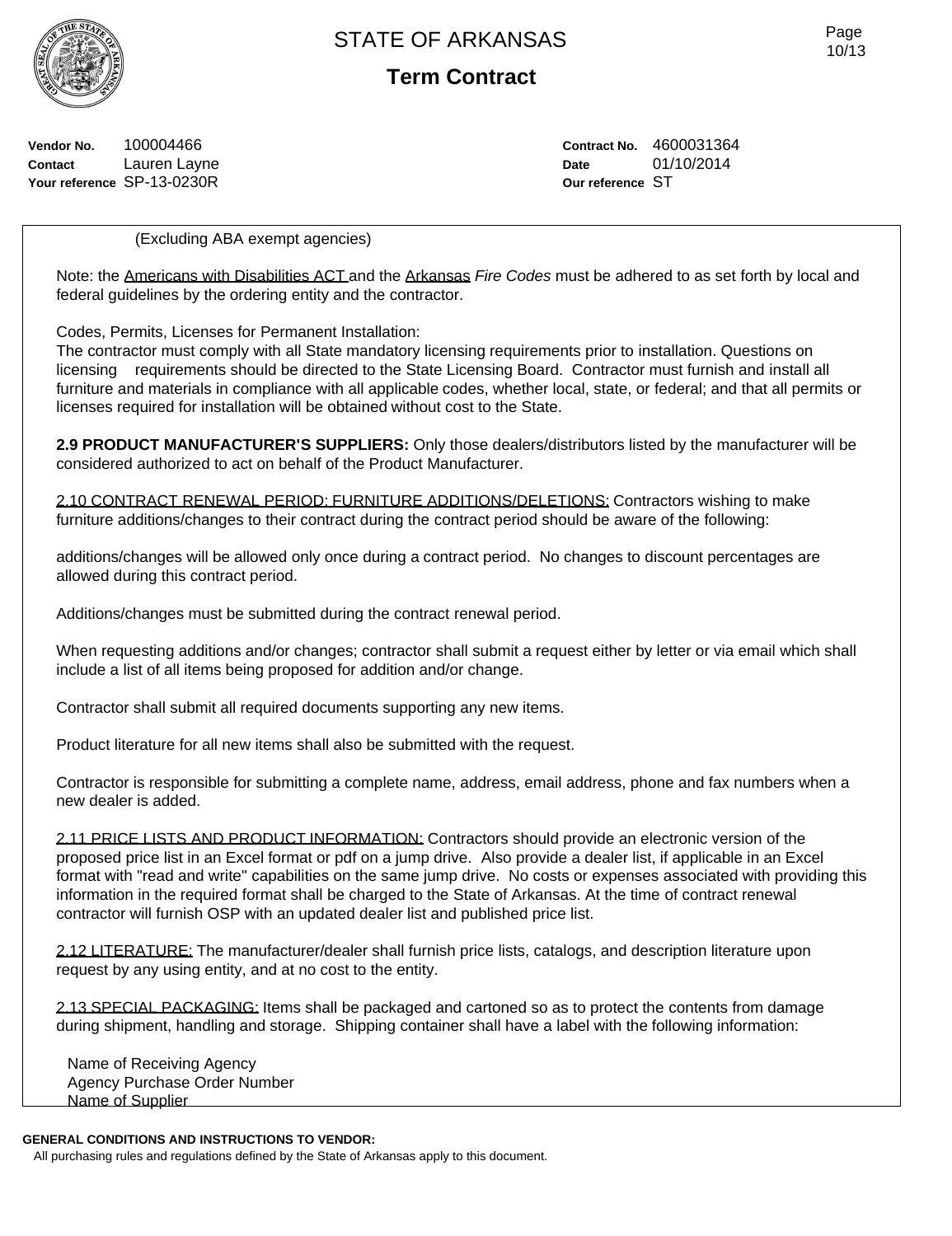**Vendor No.** 100004466
**Contact** Lauren Layne
**Your reference** SP-13-0230R

**Contract No.** 4600031364
**Date** 01/10/2014
**Our reference** ST

(Excluding ABA exempt agencies)

Note: the Americans with Disabilities ACT and the Arkansas *Fire Codes* must be adhered to as set forth by local and federal guidelines by the ordering entity and the contractor.

Codes, Permits, Licenses for Permanent Installation:
The contractor must comply with all State mandatory licensing requirements prior to installation. Questions on licensing requirements should be directed to the State Licensing Board. Contractor must furnish and install all furniture and materials in compliance with all applicable codes, whether local, state, or federal; and that all permits or licenses required for installation will be obtained without cost to the State.

**2.9 PRODUCT MANUFACTURER'S SUPPLIERS:** Only those dealers/distributors listed by the manufacturer will be considered authorized to act on behalf of the Product Manufacturer.

2.10 CONTRACT RENEWAL PERIOD: FURNITURE ADDITIONS/DELETIONS: Contractors wishing to make furniture additions/changes to their contract during the contract period should be aware of the following:

additions/changes will be allowed only once during a contract period. No changes to discount percentages are allowed during this contract period.

Additions/changes must be submitted during the contract renewal period.

When requesting additions and/or changes; contractor shall submit a request either by letter or via email which shall include a list of all items being proposed for addition and/or change.

Contractor shall submit all required documents supporting any new items.

Product literature for all new items shall also be submitted with the request.

Contractor is responsible for submitting a complete name, address, email address, phone and fax numbers when a new dealer is added.

2.11 PRICE LISTS AND PRODUCT INFORMATION: Contractors should provide an electronic version of the proposed price list in an Excel format or pdf on a jump drive. Also provide a dealer list, if applicable in an Excel format with "read and write" capabilities on the same jump drive. No costs or expenses associated with providing this information in the required format shall be charged to the State of Arkansas. At the time of contract renewal contractor will furnish OSP with an updated dealer list and published price list.

2.12 LITERATURE: The manufacturer/dealer shall furnish price lists, catalogs, and description literature upon request by any using entity, and at no cost to the entity.

2.13 SPECIAL PACKAGING: Items shall be packaged and cartoned so as to protect the contents from damage during shipment, handling and storage. Shipping container shall have a label with the following information:

Name of Receiving Agency
Agency Purchase Order Number
Name of Supplier

**GENERAL CONDITIONS AND INSTRUCTIONS TO VENDOR:**
All purchasing rules and regulations defined by the State of Arkansas apply to this document.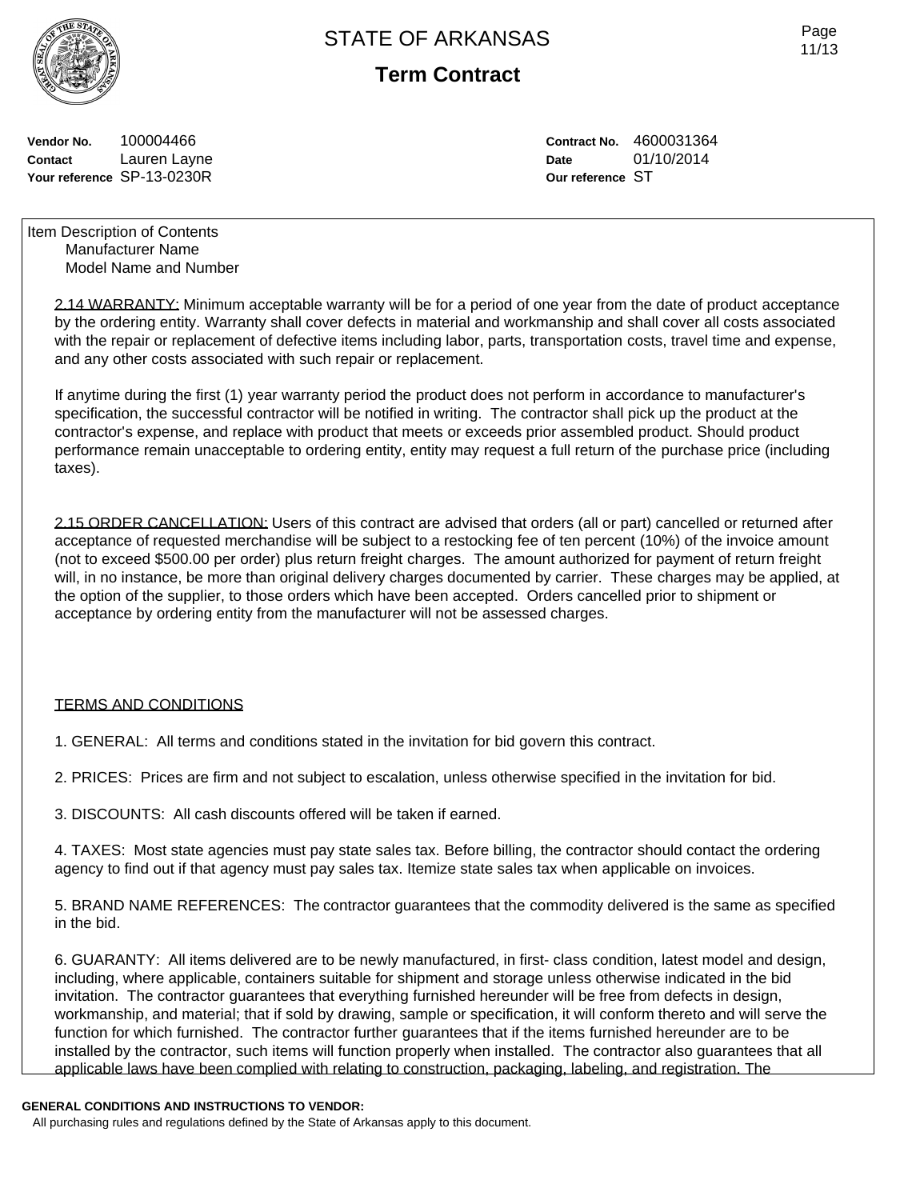# STATE OF ARKANSAS

## Term Contract

**Vendor No.** 100004466
**Contact** Lauren Layne
**Your reference** SP-13-0230R

**Contract No.** 4600031364
**Date** 01/10/2014
**Our reference** ST

Item Description of Contents
Manufacturer Name
Model Name and Number

2.14 WARRANTY: Minimum acceptable warranty will be for a period of one year from the date of product acceptance by the ordering entity. Warranty shall cover defects in material and workmanship and shall cover all costs associated with the repair or replacement of defective items including labor, parts, transportation costs, travel time and expense, and any other costs associated with such repair or replacement.

If anytime during the first (1) year warranty period the product does not perform in accordance to manufacturer's specification, the successful contractor will be notified in writing. The contractor shall pick up the product at the contractor's expense, and replace with product that meets or exceeds prior assembled product. Should product performance remain unacceptable to ordering entity, entity may request a full return of the purchase price (including taxes).

2.15 ORDER CANCELLATION: Users of this contract are advised that orders (all or part) cancelled or returned after acceptance of requested merchandise will be subject to a restocking fee of ten percent (10%) of the invoice amount (not to exceed $500.00 per order) plus return freight charges. The amount authorized for payment of return freight will, in no instance, be more than original delivery charges documented by carrier. These charges may be applied, at the option of the supplier, to those orders which have been accepted. Orders cancelled prior to shipment or acceptance by ordering entity from the manufacturer will not be assessed charges.

TERMS AND CONDITIONS

1. GENERAL: All terms and conditions stated in the invitation for bid govern this contract.

2. PRICES: Prices are firm and not subject to escalation, unless otherwise specified in the invitation for bid.

3. DISCOUNTS: All cash discounts offered will be taken if earned.

4. TAXES: Most state agencies must pay state sales tax. Before billing, the contractor should contact the ordering agency to find out if that agency must pay sales tax. Itemize state sales tax when applicable on invoices.

5. BRAND NAME REFERENCES: The contractor guarantees that the commodity delivered is the same as specified in the bid.

6. GUARANTY: All items delivered are to be newly manufactured, in first- class condition, latest model and design, including, where applicable, containers suitable for shipment and storage unless otherwise indicated in the bid invitation. The contractor guarantees that everything furnished hereunder will be free from defects in design, workmanship, and material; that if sold by drawing, sample or specification, it will conform thereto and will serve the function for which furnished. The contractor further guarantees that if the items furnished hereunder are to be installed by the contractor, such items will function properly when installed. The contractor also guarantees that all applicable laws have been complied with relating to construction, packaging, labeling, and registration. The

**GENERAL CONDITIONS AND INSTRUCTIONS TO VENDOR:**
All purchasing rules and regulations defined by the State of Arkansas apply to this document.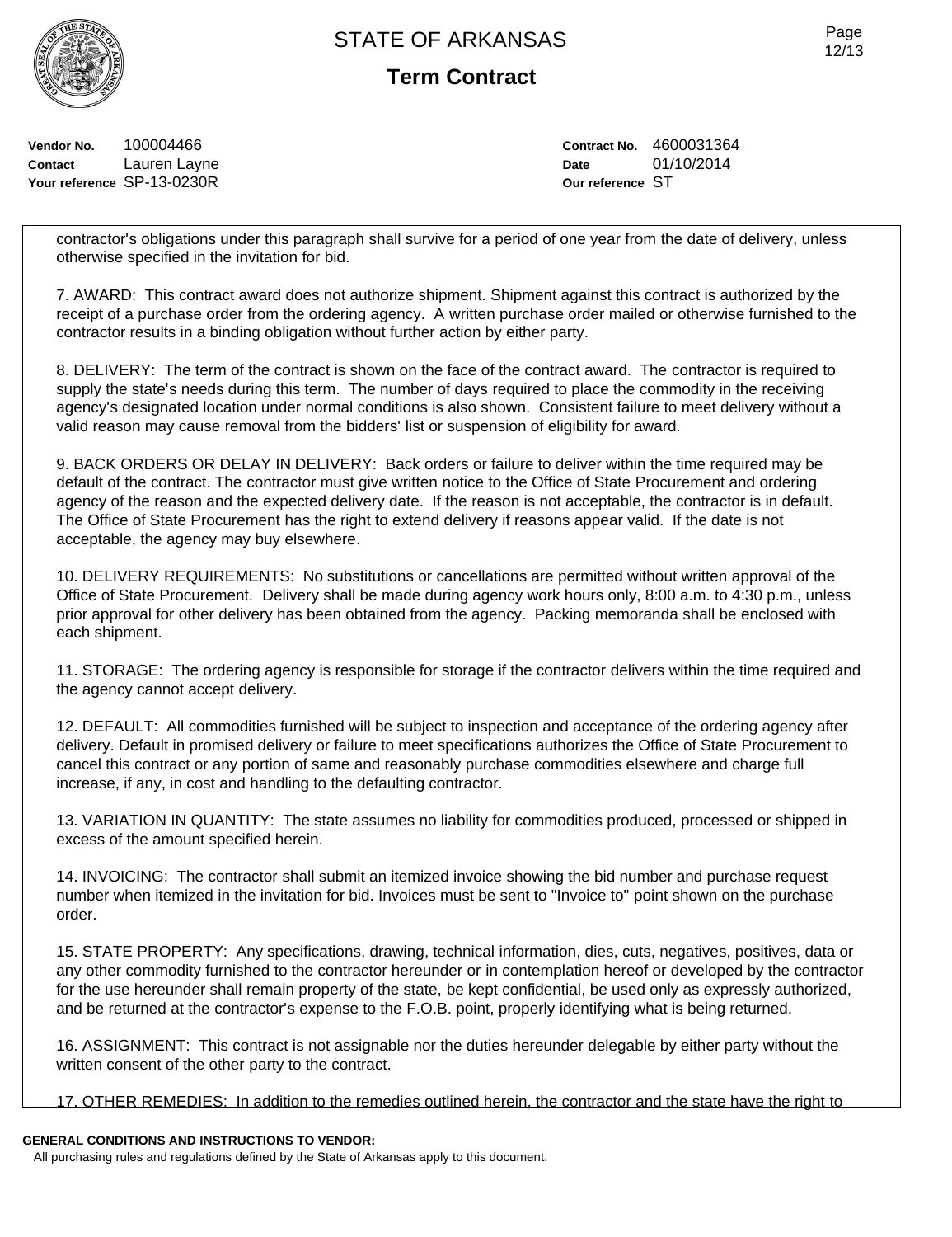**STATE OF ARKANSAS**

**Term Contract**

| | | | |
|---|---|---|---|
| **Vendor No.** | 100004466 | **Contract No.** | 4600031364 |
| **Contact** | Lauren Layne | **Date** | 01/10/2014 |
| **Your reference** | SP-13-0230R | **Our reference** | ST |

contractor's obligations under this paragraph shall survive for a period of one year from the date of delivery, unless otherwise specified in the invitation for bid.

7. AWARD: This contract award does not authorize shipment. Shipment against this contract is authorized by the receipt of a purchase order from the ordering agency. A written purchase order mailed or otherwise furnished to the contractor results in a binding obligation without further action by either party.

8. DELIVERY: The term of the contract is shown on the face of the contract award. The contractor is required to supply the state's needs during this term. The number of days required to place the commodity in the receiving agency's designated location under normal conditions is also shown. Consistent failure to meet delivery without a valid reason may cause removal from the bidders' list or suspension of eligibility for award.

9. BACK ORDERS OR DELAY IN DELIVERY: Back orders or failure to deliver within the time required may be default of the contract. The contractor must give written notice to the Office of State Procurement and ordering agency of the reason and the expected delivery date. If the reason is not acceptable, the contractor is in default. The Office of State Procurement has the right to extend delivery if reasons appear valid. If the date is not acceptable, the agency may buy elsewhere.

10. DELIVERY REQUIREMENTS: No substitutions or cancellations are permitted without written approval of the Office of State Procurement. Delivery shall be made during agency work hours only, 8:00 a.m. to 4:30 p.m., unless prior approval for other delivery has been obtained from the agency. Packing memoranda shall be enclosed with each shipment.

11. STORAGE: The ordering agency is responsible for storage if the contractor delivers within the time required and the agency cannot accept delivery.

12. DEFAULT: All commodities furnished will be subject to inspection and acceptance of the ordering agency after delivery. Default in promised delivery or failure to meet specifications authorizes the Office of State Procurement to cancel this contract or any portion of same and reasonably purchase commodities elsewhere and charge full increase, if any, in cost and handling to the defaulting contractor.

13. VARIATION IN QUANTITY: The state assumes no liability for commodities produced, processed or shipped in excess of the amount specified herein.

14. INVOICING: The contractor shall submit an itemized invoice showing the bid number and purchase request number when itemized in the invitation for bid. Invoices must be sent to "Invoice to" point shown on the purchase order.

15. STATE PROPERTY: Any specifications, drawing, technical information, dies, cuts, negatives, positives, data or any other commodity furnished to the contractor hereunder or in contemplation hereof or developed by the contractor for the use hereunder shall remain property of the state, be kept confidential, be used only as expressly authorized, and be returned at the contractor's expense to the F.O.B. point, properly identifying what is being returned.

16. ASSIGNMENT: This contract is not assignable nor the duties hereunder delegable by either party without the written consent of the other party to the contract.

17. OTHER REMEDIES: In addition to the remedies outlined herein, the contractor and the state have the right to

**GENERAL CONDITIONS AND INSTRUCTIONS TO VENDOR:**

All purchasing rules and regulations defined by the State of Arkansas apply to this document.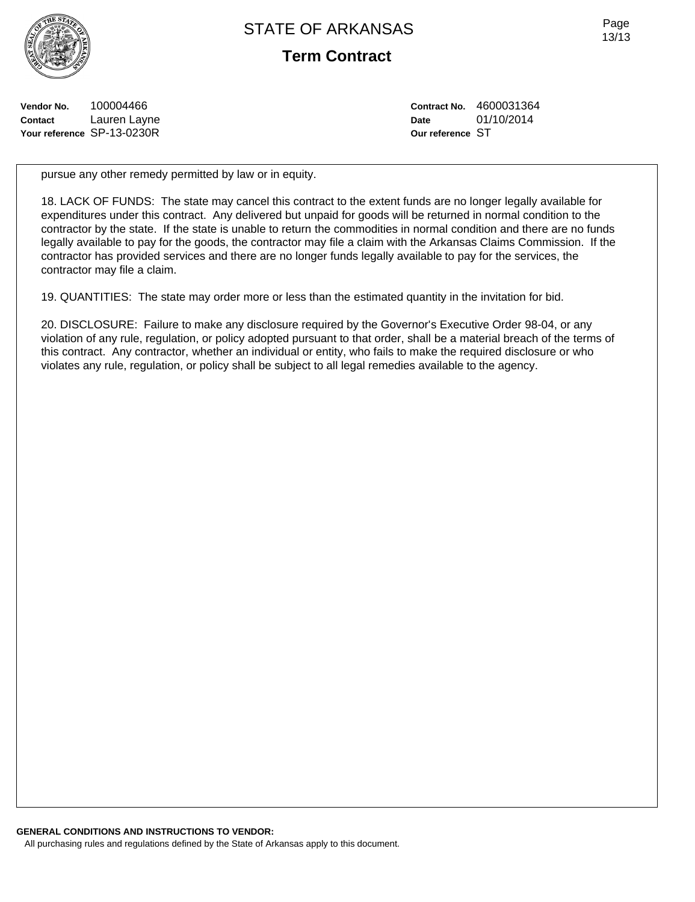Vendor No. 100004466
Contact Lauren Layne
Your reference SP-13-0230R

Contract No. 4600031364
Date 01/10/2014
Our reference ST

pursue any other remedy permitted by law or in equity.

18. LACK OF FUNDS: The state may cancel this contract to the extent funds are no longer legally available for expenditures under this contract. Any delivered but unpaid for goods will be returned in normal condition to the contractor by the state. If the state is unable to return the commodities in normal condition and there are no funds legally available to pay for the goods, the contractor may file a claim with the Arkansas Claims Commission. If the contractor has provided services and there are no longer funds legally available to pay for the services, the contractor may file a claim.

19. QUANTITIES: The state may order more or less than the estimated quantity in the invitation for bid.

20. DISCLOSURE: Failure to make any disclosure required by the Governor's Executive Order 98-04, or any violation of any rule, regulation, or policy adopted pursuant to that order, shall be a material breach of the terms of this contract. Any contractor, whether an individual or entity, who fails to make the required disclosure or who violates any rule, regulation, or policy shall be subject to all legal remedies available to the agency.

**GENERAL CONDITIONS AND INSTRUCTIONS TO VENDOR:**
All purchasing rules and regulations defined by the State of Arkansas apply to this document.